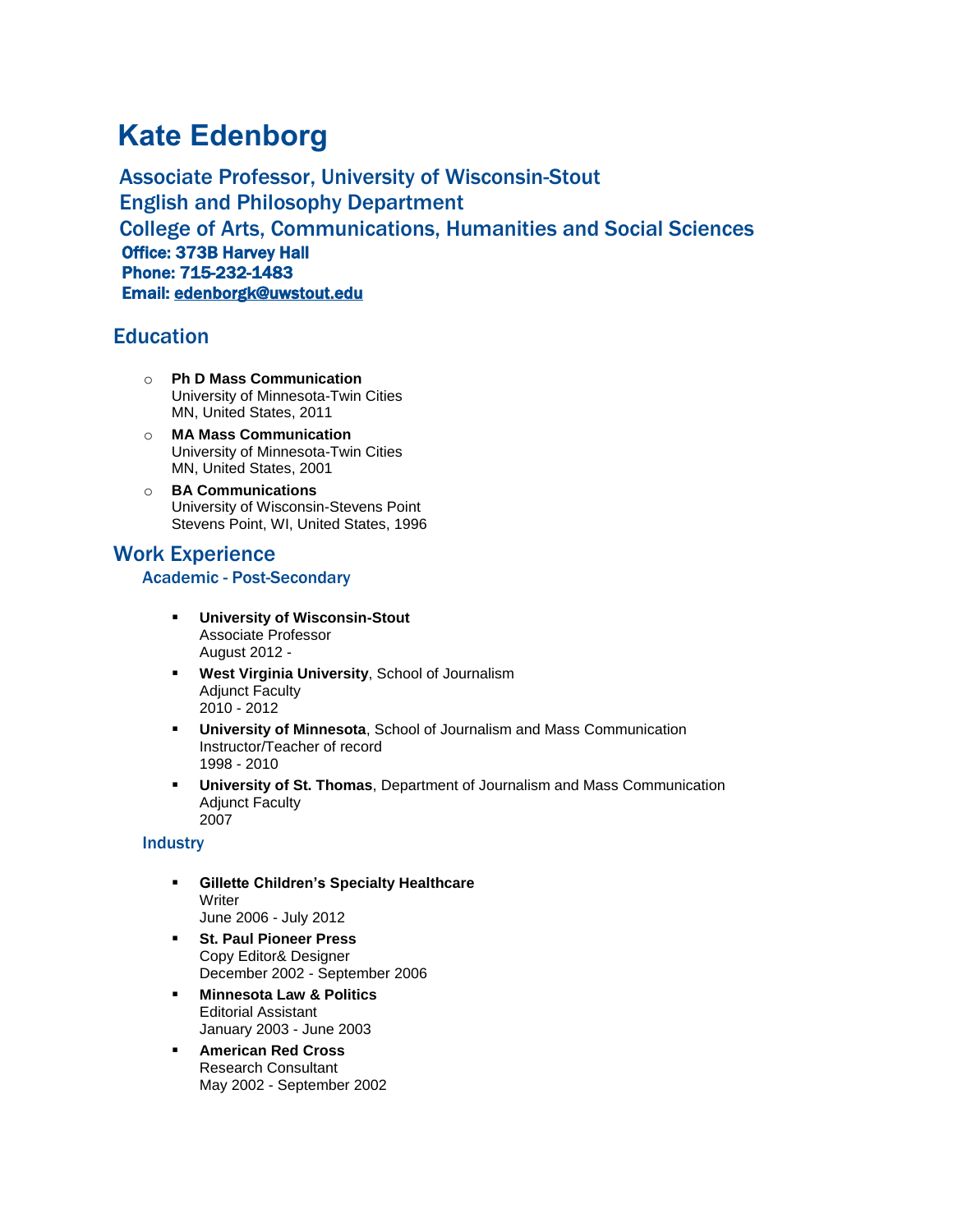# Kate Edenborg

**Associate Professor, University of Wisconsin-Stout**
**English and Philosophy Department**
**College of Arts, Communications, Humanities and Social Sciences**
**Office: 373B Harvey Hall**
**Phone: 715-232-1483**
**Email: edenborgk@uwstout.edu**

## Education

- **Ph D Mass Communication**
  University of Minnesota-Twin Cities
  MN, United States, 2011
- **MA Mass Communication**
  University of Minnesota-Twin Cities
  MN, United States, 2001
- **BA Communications**
  University of Wisconsin-Stevens Point
  Stevens Point, WI, United States, 1996

## Work Experience

### Academic - Post-Secondary

- **University of Wisconsin-Stout**
  Associate Professor
  August 2012 -
- **West Virginia University**, School of Journalism
  Adjunct Faculty
  2010 - 2012
- **University of Minnesota**, School of Journalism and Mass Communication
  Instructor/Teacher of record
  1998 - 2010
- **University of St. Thomas**, Department of Journalism and Mass Communication
  Adjunct Faculty
  2007

### Industry

- **Gillette Children's Specialty Healthcare**
  Writer
  June 2006 - July 2012
- **St. Paul Pioneer Press**
  Copy Editor& Designer
  December 2002 - September 2006
- **Minnesota Law & Politics**
  Editorial Assistant
  January 2003 - June 2003
- **American Red Cross**
  Research Consultant
  May 2002 - September 2002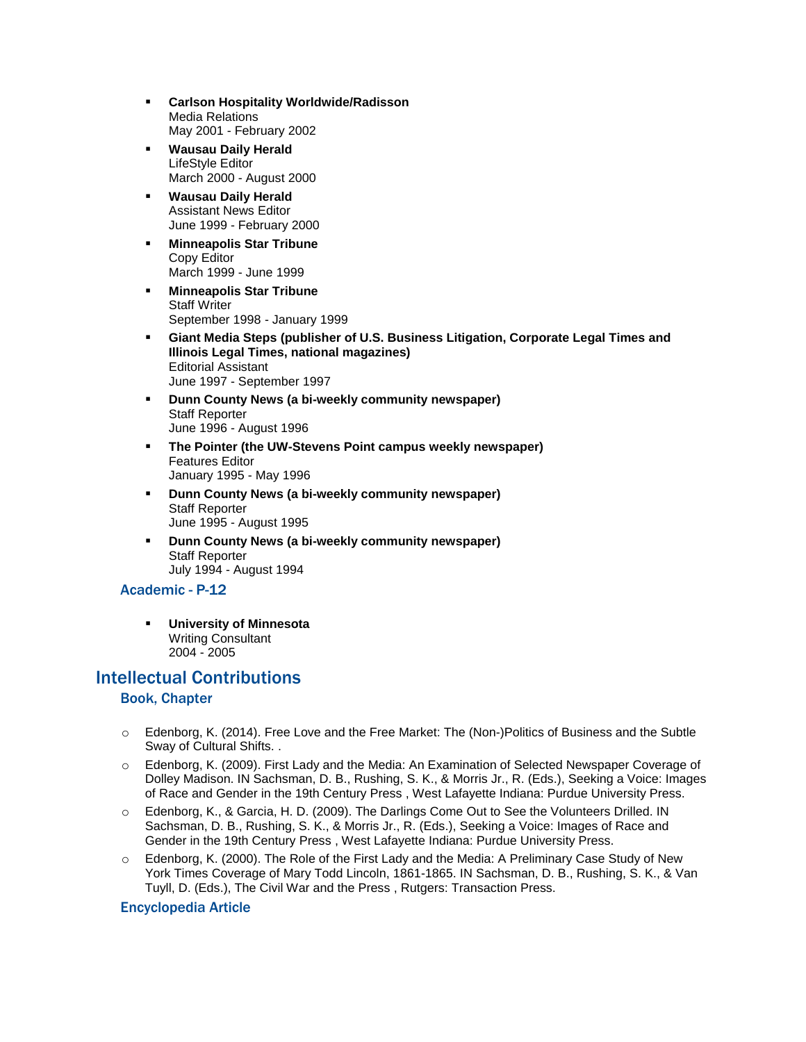- **Carlson Hospitality Worldwide/Radisson**
  Media Relations
  May 2001 - February 2002
- **Wausau Daily Herald**
  LifeStyle Editor
  March 2000 - August 2000
- **Wausau Daily Herald**
  Assistant News Editor
  June 1999 - February 2000
- **Minneapolis Star Tribune**
  Copy Editor
  March 1999 - June 1999
- **Minneapolis Star Tribune**
  Staff Writer
  September 1998 - January 1999
- **Giant Media Steps (publisher of U.S. Business Litigation, Corporate Legal Times and Illinois Legal Times, national magazines)**
  Editorial Assistant
  June 1997 - September 1997
- **Dunn County News (a bi-weekly community newspaper)**
  Staff Reporter
  June 1996 - August 1996
- **The Pointer (the UW-Stevens Point campus weekly newspaper)**
  Features Editor
  January 1995 - May 1996
- **Dunn County News (a bi-weekly community newspaper)**
  Staff Reporter
  June 1995 - August 1995
- **Dunn County News (a bi-weekly community newspaper)**
  Staff Reporter
  July 1994 - August 1994

### Academic - P-12

- **University of Minnesota**
  Writing Consultant
  2004 - 2005

## Intellectual Contributions

### Book, Chapter

- Edenborg, K. (2014). Free Love and the Free Market: The (Non-)Politics of Business and the Subtle Sway of Cultural Shifts. .
- Edenborg, K. (2009). First Lady and the Media: An Examination of Selected Newspaper Coverage of Dolley Madison. IN Sachsman, D. B., Rushing, S. K., & Morris Jr., R. (Eds.), Seeking a Voice: Images of Race and Gender in the 19th Century Press , West Lafayette Indiana: Purdue University Press.
- Edenborg, K., & Garcia, H. D. (2009). The Darlings Come Out to See the Volunteers Drilled. IN Sachsman, D. B., Rushing, S. K., & Morris Jr., R. (Eds.), Seeking a Voice: Images of Race and Gender in the 19th Century Press , West Lafayette Indiana: Purdue University Press.
- Edenborg, K. (2000). The Role of the First Lady and the Media: A Preliminary Case Study of New York Times Coverage of Mary Todd Lincoln, 1861-1865. IN Sachsman, D. B., Rushing, S. K., & Van Tuyll, D. (Eds.), The Civil War and the Press , Rutgers: Transaction Press.

### Encyclopedia Article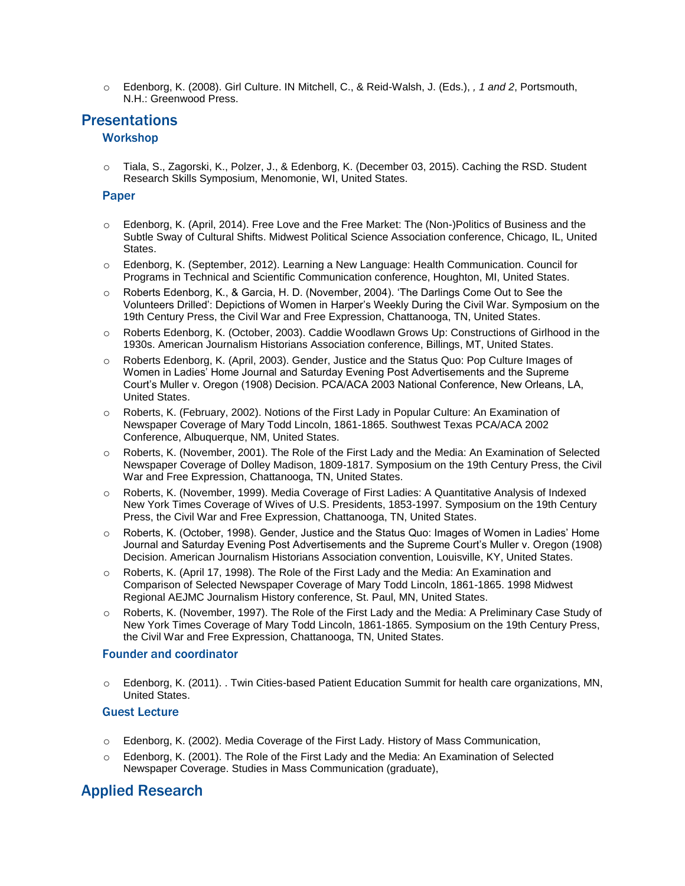- Edenborg, K. (2008). Girl Culture. IN Mitchell, C., & Reid-Walsh, J. (Eds.), *, 1 and 2*, Portsmouth, N.H.: Greenwood Press.

## Presentations

### Workshop

- Tiala, S., Zagorski, K., Polzer, J., & Edenborg, K. (December 03, 2015). Caching the RSD. Student Research Skills Symposium, Menomonie, WI, United States.

### Paper

- Edenborg, K. (April, 2014). Free Love and the Free Market: The (Non-)Politics of Business and the Subtle Sway of Cultural Shifts. Midwest Political Science Association conference, Chicago, IL, United States.
- Edenborg, K. (September, 2012). Learning a New Language: Health Communication. Council for Programs in Technical and Scientific Communication conference, Houghton, MI, United States.
- Roberts Edenborg, K., & Garcia, H. D. (November, 2004). 'The Darlings Come Out to See the Volunteers Drilled': Depictions of Women in Harper's Weekly During the Civil War. Symposium on the 19th Century Press, the Civil War and Free Expression, Chattanooga, TN, United States.
- Roberts Edenborg, K. (October, 2003). Caddie Woodlawn Grows Up: Constructions of Girlhood in the 1930s. American Journalism Historians Association conference, Billings, MT, United States.
- Roberts Edenborg, K. (April, 2003). Gender, Justice and the Status Quo: Pop Culture Images of Women in Ladies' Home Journal and Saturday Evening Post Advertisements and the Supreme Court's Muller v. Oregon (1908) Decision. PCA/ACA 2003 National Conference, New Orleans, LA, United States.
- Roberts, K. (February, 2002). Notions of the First Lady in Popular Culture: An Examination of Newspaper Coverage of Mary Todd Lincoln, 1861-1865. Southwest Texas PCA/ACA 2002 Conference, Albuquerque, NM, United States.
- Roberts, K. (November, 2001). The Role of the First Lady and the Media: An Examination of Selected Newspaper Coverage of Dolley Madison, 1809-1817. Symposium on the 19th Century Press, the Civil War and Free Expression, Chattanooga, TN, United States.
- Roberts, K. (November, 1999). Media Coverage of First Ladies: A Quantitative Analysis of Indexed New York Times Coverage of Wives of U.S. Presidents, 1853-1997. Symposium on the 19th Century Press, the Civil War and Free Expression, Chattanooga, TN, United States.
- Roberts, K. (October, 1998). Gender, Justice and the Status Quo: Images of Women in Ladies' Home Journal and Saturday Evening Post Advertisements and the Supreme Court's Muller v. Oregon (1908) Decision. American Journalism Historians Association convention, Louisville, KY, United States.
- Roberts, K. (April 17, 1998). The Role of the First Lady and the Media: An Examination and Comparison of Selected Newspaper Coverage of Mary Todd Lincoln, 1861-1865. 1998 Midwest Regional AEJMC Journalism History conference, St. Paul, MN, United States.
- Roberts, K. (November, 1997). The Role of the First Lady and the Media: A Preliminary Case Study of New York Times Coverage of Mary Todd Lincoln, 1861-1865. Symposium on the 19th Century Press, the Civil War and Free Expression, Chattanooga, TN, United States.

### Founder and coordinator

- Edenborg, K. (2011). . Twin Cities-based Patient Education Summit for health care organizations, MN, United States.

### Guest Lecture

- Edenborg, K. (2002). Media Coverage of the First Lady. History of Mass Communication,
- Edenborg, K. (2001). The Role of the First Lady and the Media: An Examination of Selected Newspaper Coverage. Studies in Mass Communication (graduate),

## Applied Research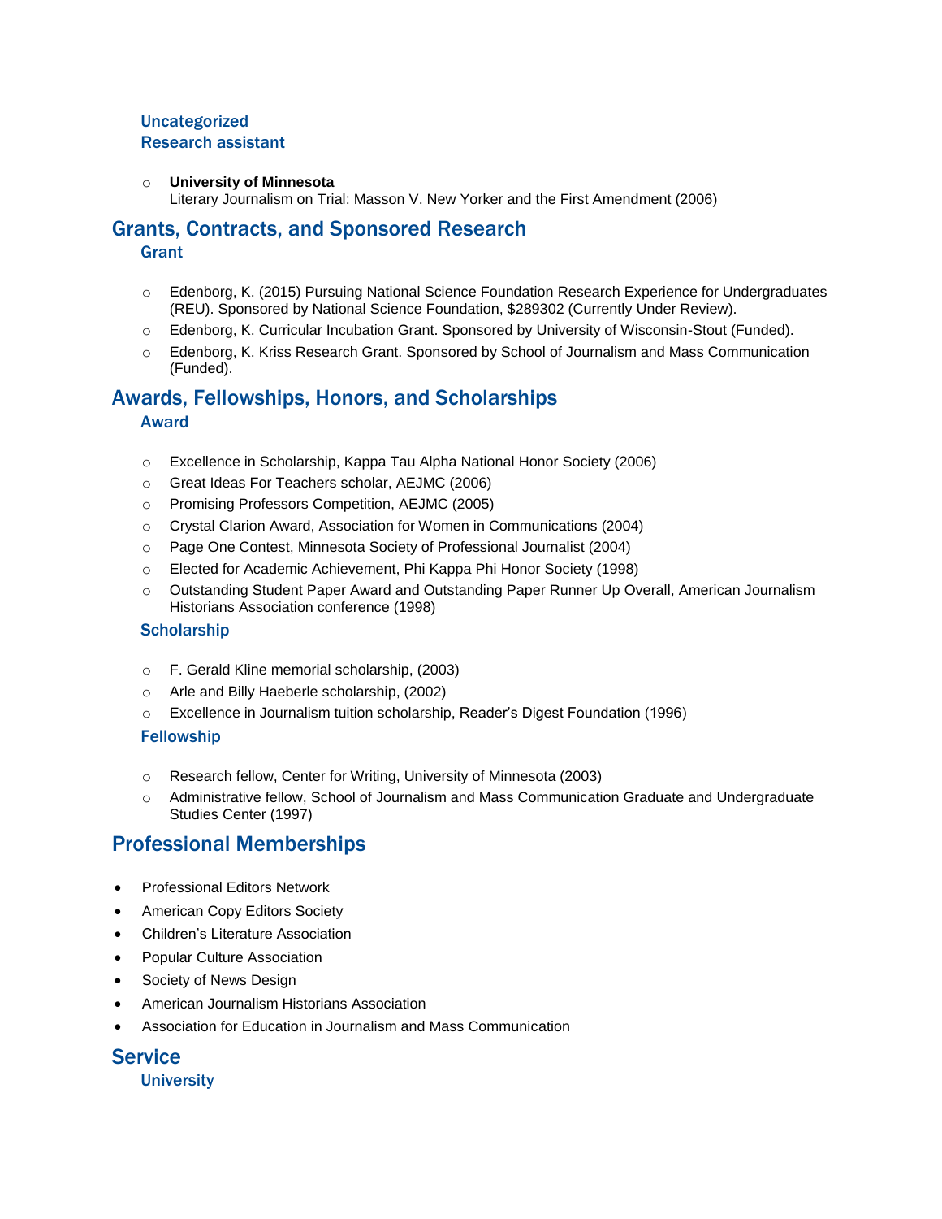### Uncategorized

### Research assistant

- **University of Minnesota**
  Literary Journalism on Trial: Masson V. New Yorker and the First Amendment (2006)

## Grants, Contracts, and Sponsored Research

### Grant

- Edenborg, K. (2015) Pursuing National Science Foundation Research Experience for Undergraduates (REU). Sponsored by National Science Foundation, $289302 (Currently Under Review).
- Edenborg, K. Curricular Incubation Grant. Sponsored by University of Wisconsin-Stout (Funded).
- Edenborg, K. Kriss Research Grant. Sponsored by School of Journalism and Mass Communication (Funded).

## Awards, Fellowships, Honors, and Scholarships

### Award

- Excellence in Scholarship, Kappa Tau Alpha National Honor Society (2006)
- Great Ideas For Teachers scholar, AEJMC (2006)
- Promising Professors Competition, AEJMC (2005)
- Crystal Clarion Award, Association for Women in Communications (2004)
- Page One Contest, Minnesota Society of Professional Journalist (2004)
- Elected for Academic Achievement, Phi Kappa Phi Honor Society (1998)
- Outstanding Student Paper Award and Outstanding Paper Runner Up Overall, American Journalism Historians Association conference (1998)

### Scholarship

- F. Gerald Kline memorial scholarship, (2003)
- Arle and Billy Haeberle scholarship, (2002)
- Excellence in Journalism tuition scholarship, Reader's Digest Foundation (1996)

### Fellowship

- Research fellow, Center for Writing, University of Minnesota (2003)
- Administrative fellow, School of Journalism and Mass Communication Graduate and Undergraduate Studies Center (1997)

## Professional Memberships

- Professional Editors Network
- American Copy Editors Society
- Children's Literature Association
- Popular Culture Association
- Society of News Design
- American Journalism Historians Association
- Association for Education in Journalism and Mass Communication

## Service

### University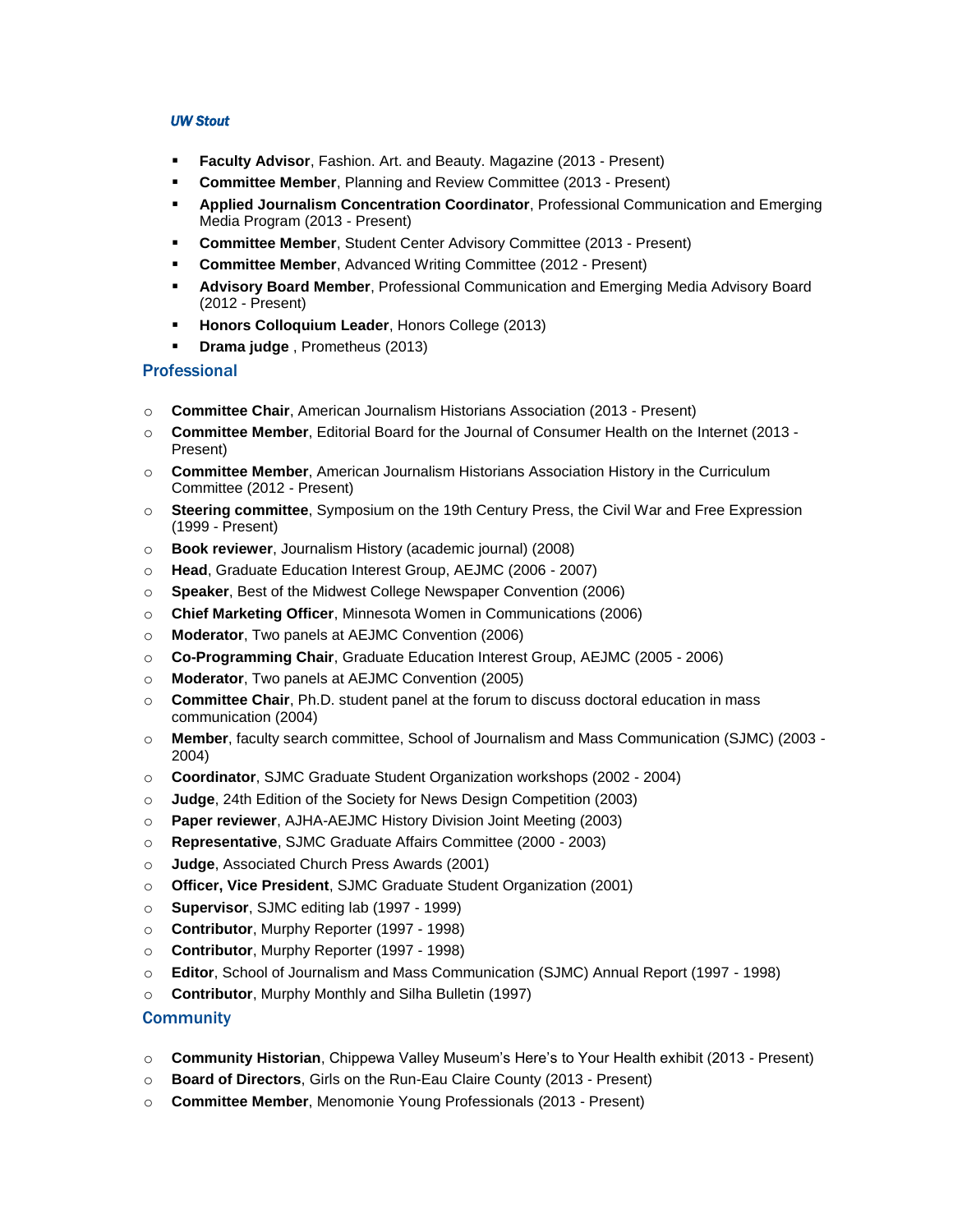### *UW Stout*

- **Faculty Advisor**, Fashion. Art. and Beauty. Magazine (2013 - Present)
- **Committee Member**, Planning and Review Committee (2013 - Present)
- **Applied Journalism Concentration Coordinator**, Professional Communication and Emerging Media Program (2013 - Present)
- **Committee Member**, Student Center Advisory Committee (2013 - Present)
- **Committee Member**, Advanced Writing Committee (2012 - Present)
- **Advisory Board Member**, Professional Communication and Emerging Media Advisory Board (2012 - Present)
- **Honors Colloquium Leader**, Honors College (2013)
- **Drama judge** , Prometheus (2013)

## Professional

- **Committee Chair**, American Journalism Historians Association (2013 - Present)
- **Committee Member**, Editorial Board for the Journal of Consumer Health on the Internet (2013 - Present)
- **Committee Member**, American Journalism Historians Association History in the Curriculum Committee (2012 - Present)
- **Steering committee**, Symposium on the 19th Century Press, the Civil War and Free Expression (1999 - Present)
- **Book reviewer**, Journalism History (academic journal) (2008)
- **Head**, Graduate Education Interest Group, AEJMC (2006 - 2007)
- **Speaker**, Best of the Midwest College Newspaper Convention (2006)
- **Chief Marketing Officer**, Minnesota Women in Communications (2006)
- **Moderator**, Two panels at AEJMC Convention (2006)
- **Co-Programming Chair**, Graduate Education Interest Group, AEJMC (2005 - 2006)
- **Moderator**, Two panels at AEJMC Convention (2005)
- **Committee Chair**, Ph.D. student panel at the forum to discuss doctoral education in mass communication (2004)
- **Member**, faculty search committee, School of Journalism and Mass Communication (SJMC) (2003 - 2004)
- **Coordinator**, SJMC Graduate Student Organization workshops (2002 - 2004)
- **Judge**, 24th Edition of the Society for News Design Competition (2003)
- **Paper reviewer**, AJHA-AEJMC History Division Joint Meeting (2003)
- **Representative**, SJMC Graduate Affairs Committee (2000 - 2003)
- **Judge**, Associated Church Press Awards (2001)
- **Officer, Vice President**, SJMC Graduate Student Organization (2001)
- **Supervisor**, SJMC editing lab (1997 - 1999)
- **Contributor**, Murphy Reporter (1997 - 1998)
- **Contributor**, Murphy Reporter (1997 - 1998)
- **Editor**, School of Journalism and Mass Communication (SJMC) Annual Report (1997 - 1998)
- **Contributor**, Murphy Monthly and Silha Bulletin (1997)

## Community

- **Community Historian**, Chippewa Valley Museum's Here's to Your Health exhibit (2013 - Present)
- **Board of Directors**, Girls on the Run-Eau Claire County (2013 - Present)
- **Committee Member**, Menomonie Young Professionals (2013 - Present)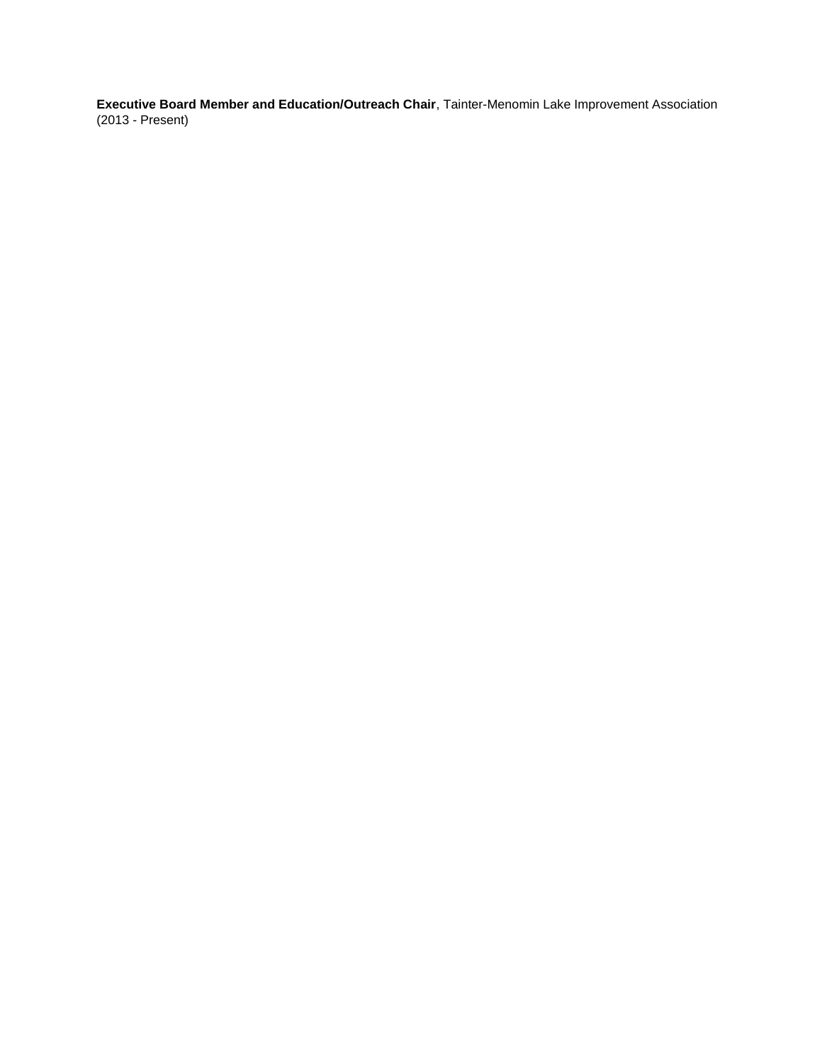**Executive Board Member and Education/Outreach Chair**, Tainter-Menomin Lake Improvement Association (2013 - Present)